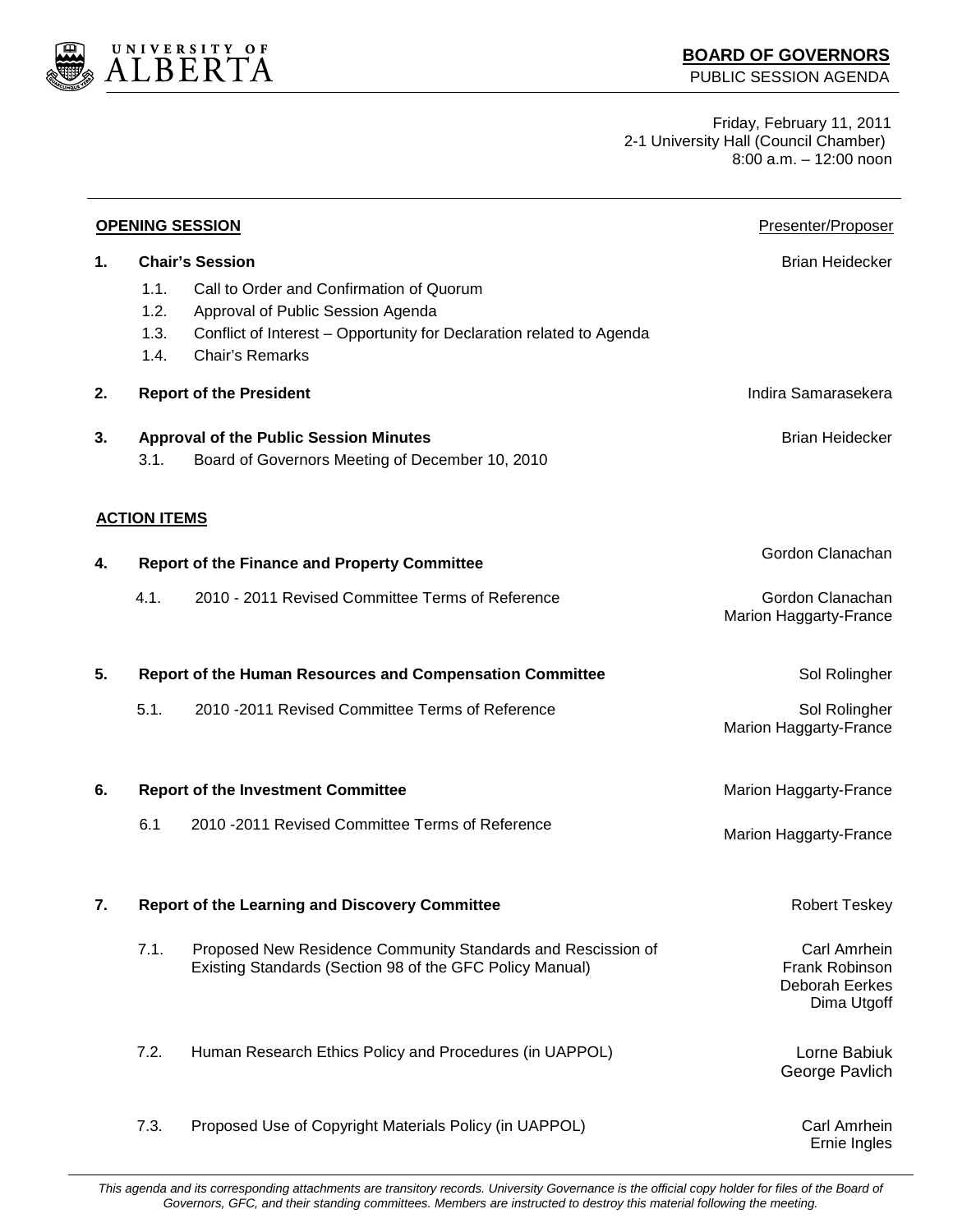UNIVERSITY OF ALBERTA

**BOARD OF GOVERNORS**
PUBLIC SESSION AGENDA

Friday, February 11, 2011
2-1 University Hall (Council Chamber)
8:00 a.m. – 12:00 noon

## OPENING SESSION

| | | Presenter/Proposer |
|---|---|---|
| **1.** | **Chair's Session** | Brian Heidecker |
| | 1.1. Call to Order and Confirmation of Quorum | |
| | 1.2. Approval of Public Session Agenda | |
| | 1.3. Conflict of Interest – Opportunity for Declaration related to Agenda | |
| | 1.4. Chair's Remarks | |
| **2.** | **Report of the President** | Indira Samarasekera |
| **3.** | **Approval of the Public Session Minutes** | Brian Heidecker |
| | 3.1. Board of Governors Meeting of December 10, 2010 | |

## ACTION ITEMS

| | | |
|---|---|---|
| **4.** | **Report of the Finance and Property Committee** | Gordon Clanachan |
| | 4.1. 2010 - 2011 Revised Committee Terms of Reference | Gordon Clanachan<br>Marion Haggarty-France |
| **5.** | **Report of the Human Resources and Compensation Committee** | Sol Rolingher |
| | 5.1. 2010 -2011 Revised Committee Terms of Reference | Sol Rolingher<br>Marion Haggarty-France |
| **6.** | **Report of the Investment Committee** | Marion Haggarty-France |
| | 6.1 2010 -2011 Revised Committee Terms of Reference | Marion Haggarty-France |
| **7.** | **Report of the Learning and Discovery Committee** | Robert Teskey |
| | 7.1. Proposed New Residence Community Standards and Rescission of Existing Standards (Section 98 of the GFC Policy Manual) | Carl Amrhein<br>Frank Robinson<br>Deborah Eerkes<br>Dima Utgoff |
| | 7.2. Human Research Ethics Policy and Procedures (in UAPPOL) | Lorne Babiuk<br>George Pavlich |
| | 7.3. Proposed Use of Copyright Materials Policy (in UAPPOL) | Carl Amrhein<br>Ernie Ingles |

*This agenda and its corresponding attachments are transitory records. University Governance is the official copy holder for files of the Board of Governors, GFC, and their standing committees. Members are instructed to destroy this material following the meeting.*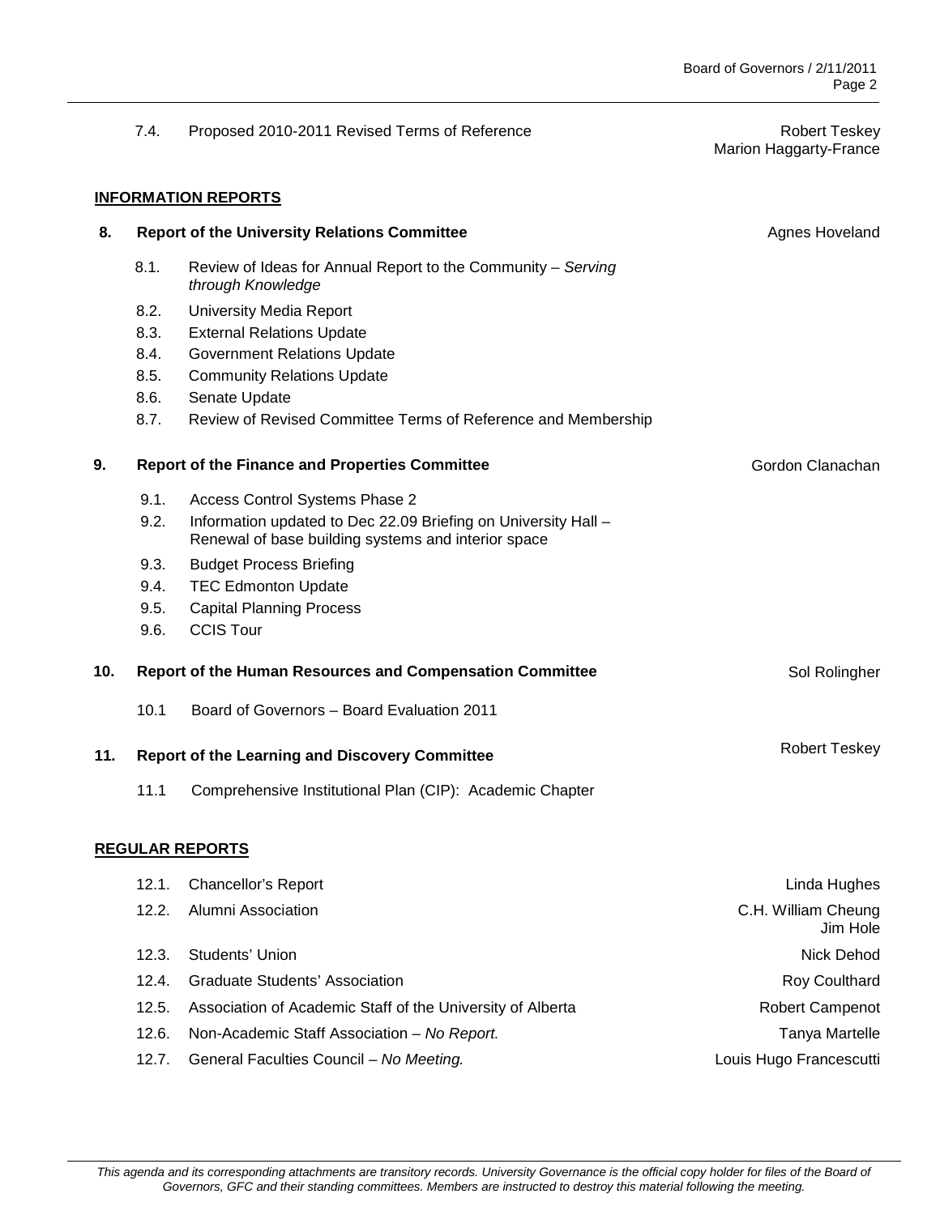7.4. Proposed 2010-2011 Revised Terms of Reference — Robert Teskey, Marion Haggarty-France

**INFORMATION REPORTS**

**8. Report of the University Relations Committee** — Agnes Hoveland

- 8.1. Review of Ideas for Annual Report to the Community – *Serving through Knowledge*
- 8.2. University Media Report
- 8.3. External Relations Update
- 8.4. Government Relations Update
- 8.5. Community Relations Update
- 8.6. Senate Update
- 8.7. Review of Revised Committee Terms of Reference and Membership

**9. Report of the Finance and Properties Committee** — Gordon Clanachan

- 9.1. Access Control Systems Phase 2
- 9.2. Information updated to Dec 22.09 Briefing on University Hall – Renewal of base building systems and interior space
- 9.3. Budget Process Briefing
- 9.4. TEC Edmonton Update
- 9.5. Capital Planning Process
- 9.6. CCIS Tour

**10. Report of the Human Resources and Compensation Committee** — Sol Rolingher

- 10.1 Board of Governors – Board Evaluation 2011

**11. Report of the Learning and Discovery Committee** — Robert Teskey

- 11.1 Comprehensive Institutional Plan (CIP): Academic Chapter

**REGULAR REPORTS**

- 12.1. Chancellor's Report — Linda Hughes
- 12.2. Alumni Association — C.H. William Cheung, Jim Hole
- 12.3. Students' Union — Nick Dehod
- 12.4. Graduate Students' Association — Roy Coulthard
- 12.5. Association of Academic Staff of the University of Alberta — Robert Campenot
- 12.6. Non-Academic Staff Association – *No Report.* — Tanya Martelle
- 12.7. General Faculties Council – *No Meeting.* — Louis Hugo Francescutti

*This agenda and its corresponding attachments are transitory records. University Governance is the official copy holder for files of the Board of Governors, GFC and their standing committees. Members are instructed to destroy this material following the meeting.*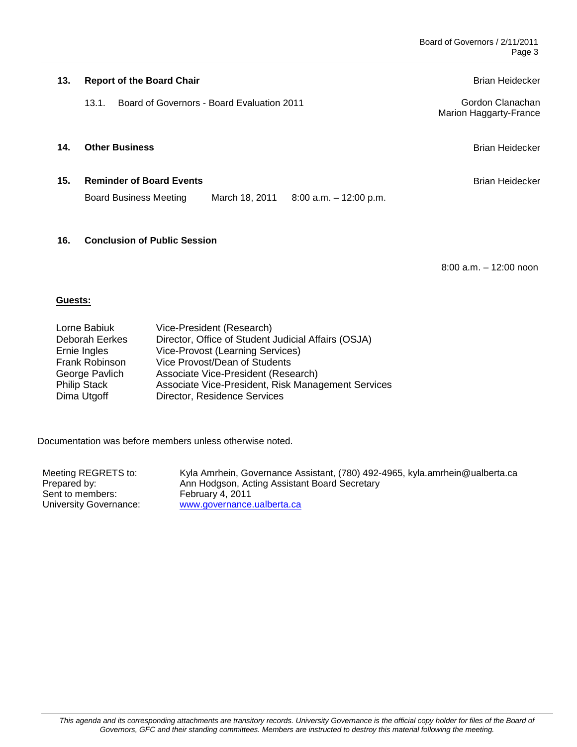**13. Report of the Board Chair** — Brian Heidecker

13.1. Board of Governors - Board Evaluation 2011 — Gordon Clanachan, Marion Haggarty-France

**14. Other Business** — Brian Heidecker

**15. Reminder of Board Events** — Brian Heidecker

| | | |
|---|---|---|
| Board Business Meeting | March 18, 2011 | 8:00 a.m. – 12:00 p.m. |

**16. Conclusion of Public Session**

8:00 a.m. – 12:00 noon

**<u>Guests:</u>**

| | |
|---|---|
| Lorne Babiuk | Vice-President (Research) |
| Deborah Eerkes | Director, Office of Student Judicial Affairs (OSJA) |
| Ernie Ingles | Vice-Provost (Learning Services) |
| Frank Robinson | Vice Provost/Dean of Students |
| George Pavlich | Associate Vice-President (Research) |
| Philip Stack | Associate Vice-President, Risk Management Services |
| Dima Utgoff | Director, Residence Services |

---

Documentation was before members unless otherwise noted.

| | |
|---|---|
| Meeting REGRETS to: | Kyla Amrhein, Governance Assistant, (780) 492-4965, kyla.amrhein@ualberta.ca |
| Prepared by: | Ann Hodgson, Acting Assistant Board Secretary |
| Sent to members: | February 4, 2011 |
| University Governance: | [www.governance.ualberta.ca](http://www.governance.ualberta.ca) |

*This agenda and its corresponding attachments are transitory records. University Governance is the official copy holder for files of the Board of Governors, GFC and their standing committees. Members are instructed to destroy this material following the meeting.*